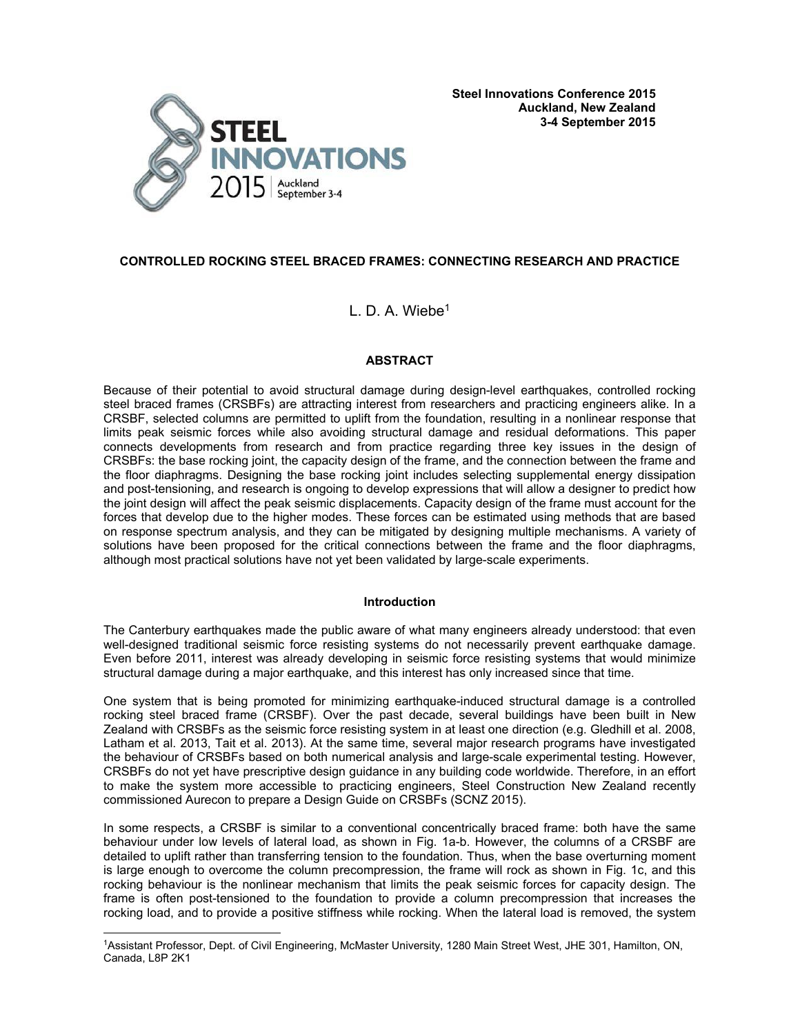**Steel Innovations Conference 2015**
**Auckland, New Zealand**
**3-4 September 2015**

# CONTROLLED ROCKING STEEL BRACED FRAMES: CONNECTING RESEARCH AND PRACTICE

L. D. A. Wiebe[1]

## ABSTRACT

Because of their potential to avoid structural damage during design-level earthquakes, controlled rocking steel braced frames (CRSBFs) are attracting interest from researchers and practicing engineers alike. In a CRSBF, selected columns are permitted to uplift from the foundation, resulting in a nonlinear response that limits peak seismic forces while also avoiding structural damage and residual deformations. This paper connects developments from research and from practice regarding three key issues in the design of CRSBFs: the base rocking joint, the capacity design of the frame, and the connection between the frame and the floor diaphragms. Designing the base rocking joint includes selecting supplemental energy dissipation and post-tensioning, and research is ongoing to develop expressions that will allow a designer to predict how the joint design will affect the peak seismic displacements. Capacity design of the frame must account for the forces that develop due to the higher modes. These forces can be estimated using methods that are based on response spectrum analysis, and they can be mitigated by designing multiple mechanisms. A variety of solutions have been proposed for the critical connections between the frame and the floor diaphragms, although most practical solutions have not yet been validated by large-scale experiments.

## Introduction

The Canterbury earthquakes made the public aware of what many engineers already understood: that even well-designed traditional seismic force resisting systems do not necessarily prevent earthquake damage. Even before 2011, interest was already developing in seismic force resisting systems that would minimize structural damage during a major earthquake, and this interest has only increased since that time.

One system that is being promoted for minimizing earthquake-induced structural damage is a controlled rocking steel braced frame (CRSBF). Over the past decade, several buildings have been built in New Zealand with CRSBFs as the seismic force resisting system in at least one direction (e.g. Gledhill et al. 2008, Latham et al. 2013, Tait et al. 2013). At the same time, several major research programs have investigated the behaviour of CRSBFs based on both numerical analysis and large-scale experimental testing. However, CRSBFs do not yet have prescriptive design guidance in any building code worldwide. Therefore, in an effort to make the system more accessible to practicing engineers, Steel Construction New Zealand recently commissioned Aurecon to prepare a Design Guide on CRSBFs (SCNZ 2015).

In some respects, a CRSBF is similar to a conventional concentrically braced frame: both have the same behaviour under low levels of lateral load, as shown in Fig. 1a-b. However, the columns of a CRSBF are detailed to uplift rather than transferring tension to the foundation. Thus, when the base overturning moment is large enough to overcome the column precompression, the frame will rock as shown in Fig. 1c, and this rocking behaviour is the nonlinear mechanism that limits the peak seismic forces for capacity design. The frame is often post-tensioned to the foundation to provide a column precompression that increases the rocking load, and to provide a positive stiffness while rocking. When the lateral load is removed, the system

---

[1]Assistant Professor, Dept. of Civil Engineering, McMaster University, 1280 Main Street West, JHE 301, Hamilton, ON, Canada, L8P 2K1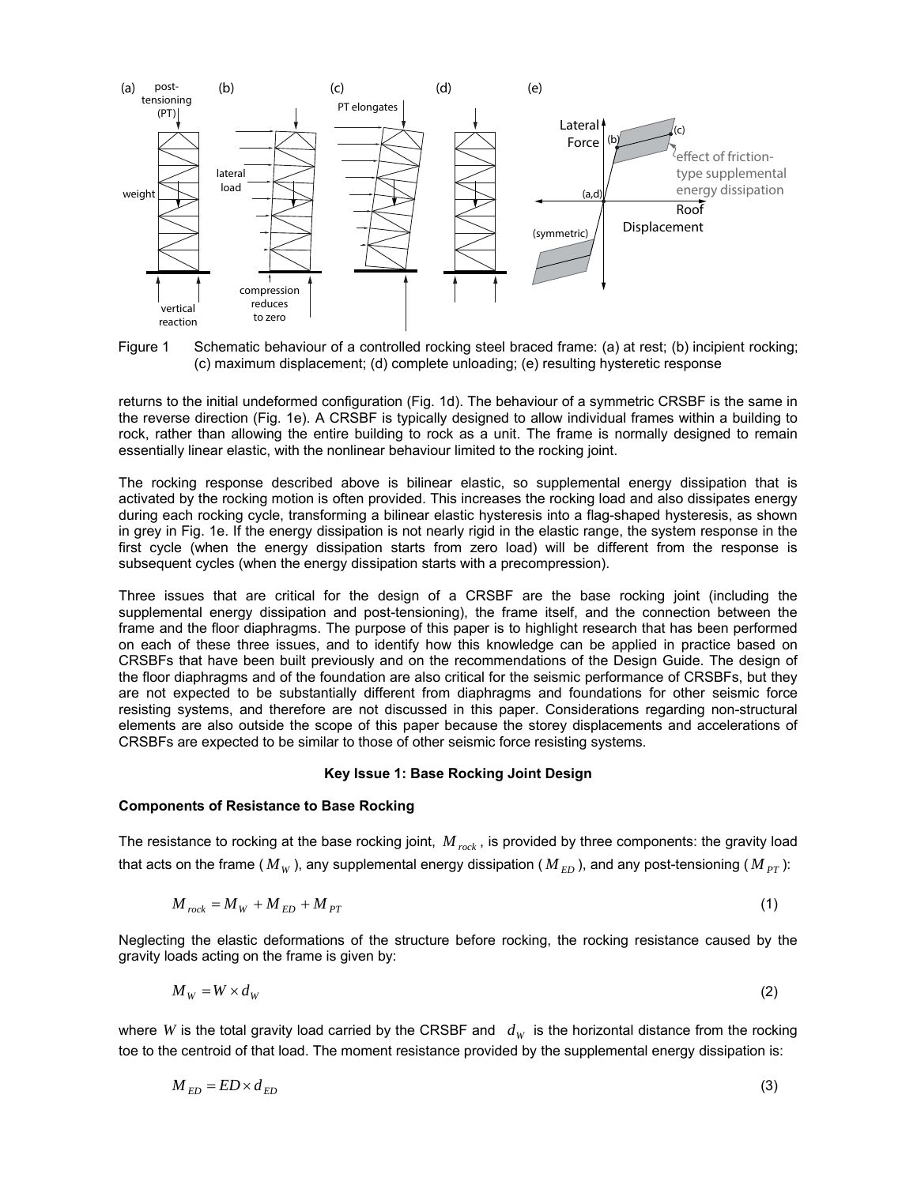Figure 1 Schematic behaviour of a controlled rocking steel braced frame: (a) at rest; (b) incipient rocking; (c) maximum displacement; (d) complete unloading; (e) resulting hysteretic response

returns to the initial undeformed configuration (Fig. 1d). The behaviour of a symmetric CRSBF is the same in the reverse direction (Fig. 1e). A CRSBF is typically designed to allow individual frames within a building to rock, rather than allowing the entire building to rock as a unit. The frame is normally designed to remain essentially linear elastic, with the nonlinear behaviour limited to the rocking joint.

The rocking response described above is bilinear elastic, so supplemental energy dissipation that is activated by the rocking motion is often provided. This increases the rocking load and also dissipates energy during each rocking cycle, transforming a bilinear elastic hysteresis into a flag-shaped hysteresis, as shown in grey in Fig. 1e. If the energy dissipation is not nearly rigid in the elastic range, the system response in the first cycle (when the energy dissipation starts from zero load) will be different from the response is subsequent cycles (when the energy dissipation starts with a precompression).

Three issues that are critical for the design of a CRSBF are the base rocking joint (including the supplemental energy dissipation and post-tensioning), the frame itself, and the connection between the frame and the floor diaphragms. The purpose of this paper is to highlight research that has been performed on each of these three issues, and to identify how this knowledge can be applied in practice based on CRSBFs that have been built previously and on the recommendations of the Design Guide. The design of the floor diaphragms and of the foundation are also critical for the seismic performance of CRSBFs, but they are not expected to be substantially different from diaphragms and foundations for other seismic force resisting systems, and therefore are not discussed in this paper. Considerations regarding non-structural elements are also outside the scope of this paper because the storey displacements and accelerations of CRSBFs are expected to be similar to those of other seismic force resisting systems.

## Key Issue 1: Base Rocking Joint Design

### Components of Resistance to Base Rocking

The resistance to rocking at the base rocking joint, $M_{rock}$, is provided by three components: the gravity load that acts on the frame ($M_W$), any supplemental energy dissipation ($M_{ED}$), and any post-tensioning ($M_{PT}$):

$$M_{rock} = M_W + M_{ED} + M_{PT} \tag{1}$$

Neglecting the elastic deformations of the structure before rocking, the rocking resistance caused by the gravity loads acting on the frame is given by:

$$M_W = W \times d_W \tag{2}$$

where $W$ is the total gravity load carried by the CRSBF and $d_W$ is the horizontal distance from the rocking toe to the centroid of that load. The moment resistance provided by the supplemental energy dissipation is:

$$M_{ED} = ED \times d_{ED} \tag{3}$$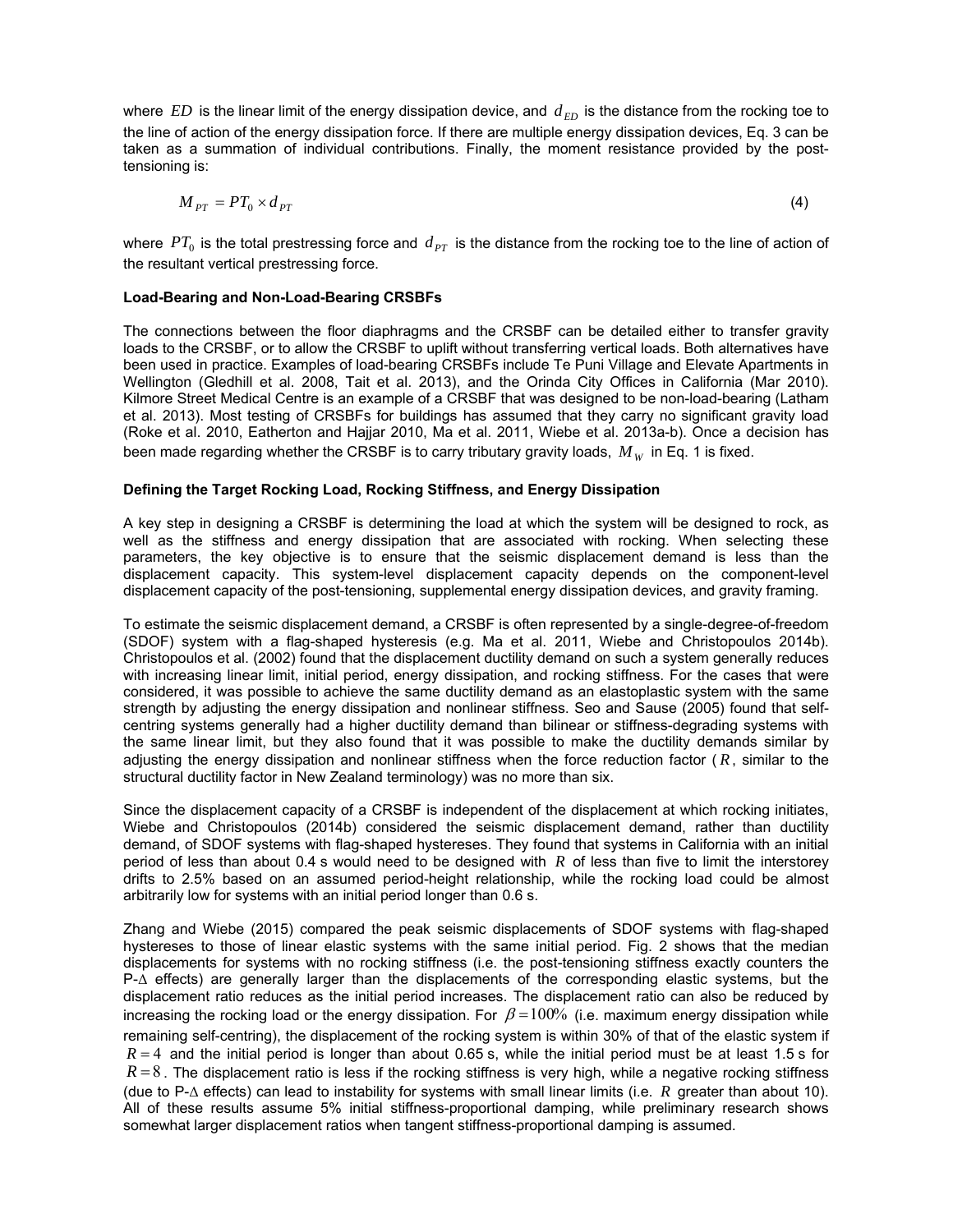where $ED$ is the linear limit of the energy dissipation device, and $d_{ED}$ is the distance from the rocking toe to the line of action of the energy dissipation force. If there are multiple energy dissipation devices, Eq. 3 can be taken as a summation of individual contributions. Finally, the moment resistance provided by the post-tensioning is:

$$M_{PT} = PT_0 \times d_{PT} \tag{4}$$

where $PT_0$ is the total prestressing force and $d_{PT}$ is the distance from the rocking toe to the line of action of the resultant vertical prestressing force.

### Load-Bearing and Non-Load-Bearing CRSBFs

The connections between the floor diaphragms and the CRSBF can be detailed either to transfer gravity loads to the CRSBF, or to allow the CRSBF to uplift without transferring vertical loads. Both alternatives have been used in practice. Examples of load-bearing CRSBFs include Te Puni Village and Elevate Apartments in Wellington (Gledhill et al. 2008, Tait et al. 2013), and the Orinda City Offices in California (Mar 2010). Kilmore Street Medical Centre is an example of a CRSBF that was designed to be non-load-bearing (Latham et al. 2013). Most testing of CRSBFs for buildings has assumed that they carry no significant gravity load (Roke et al. 2010, Eatherton and Hajjar 2010, Ma et al. 2011, Wiebe et al. 2013a-b). Once a decision has been made regarding whether the CRSBF is to carry tributary gravity loads, $M_W$ in Eq. 1 is fixed.

### Defining the Target Rocking Load, Rocking Stiffness, and Energy Dissipation

A key step in designing a CRSBF is determining the load at which the system will be designed to rock, as well as the stiffness and energy dissipation that are associated with rocking. When selecting these parameters, the key objective is to ensure that the seismic displacement demand is less than the displacement capacity. This system-level displacement capacity depends on the component-level displacement capacity of the post-tensioning, supplemental energy dissipation devices, and gravity framing.

To estimate the seismic displacement demand, a CRSBF is often represented by a single-degree-of-freedom (SDOF) system with a flag-shaped hysteresis (e.g. Ma et al. 2011, Wiebe and Christopoulos 2014b). Christopoulos et al. (2002) found that the displacement ductility demand on such a system generally reduces with increasing linear limit, initial period, energy dissipation, and rocking stiffness. For the cases that were considered, it was possible to achieve the same ductility demand as an elastoplastic system with the same strength by adjusting the energy dissipation and nonlinear stiffness. Seo and Sause (2005) found that self-centring systems generally had a higher ductility demand than bilinear or stiffness-degrading systems with the same linear limit, but they also found that it was possible to make the ductility demands similar by adjusting the energy dissipation and nonlinear stiffness when the force reduction factor ($R$, similar to the structural ductility factor in New Zealand terminology) was no more than six.

Since the displacement capacity of a CRSBF is independent of the displacement at which rocking initiates, Wiebe and Christopoulos (2014b) considered the seismic displacement demand, rather than ductility demand, of SDOF systems with flag-shaped hystereses. They found that systems in California with an initial period of less than about 0.4 s would need to be designed with $R$ of less than five to limit the interstorey drifts to 2.5% based on an assumed period-height relationship, while the rocking load could be almost arbitrarily low for systems with an initial period longer than 0.6 s.

Zhang and Wiebe (2015) compared the peak seismic displacements of SDOF systems with flag-shaped hystereses to those of linear elastic systems with the same initial period. Fig. 2 shows that the median displacements for systems with no rocking stiffness (i.e. the post-tensioning stiffness exactly counters the P-$\Delta$ effects) are generally larger than the displacements of the corresponding elastic systems, but the displacement ratio reduces as the initial period increases. The displacement ratio can also be reduced by increasing the rocking load or the energy dissipation. For $\beta = 100\%$ (i.e. maximum energy dissipation while remaining self-centring), the displacement of the rocking system is within 30% of that of the elastic system if $R = 4$ and the initial period is longer than about 0.65 s, while the initial period must be at least 1.5 s for $R = 8$. The displacement ratio is less if the rocking stiffness is very high, while a negative rocking stiffness (due to P-$\Delta$ effects) can lead to instability for systems with small linear limits (i.e. $R$ greater than about 10). All of these results assume 5% initial stiffness-proportional damping, while preliminary research shows somewhat larger displacement ratios when tangent stiffness-proportional damping is assumed.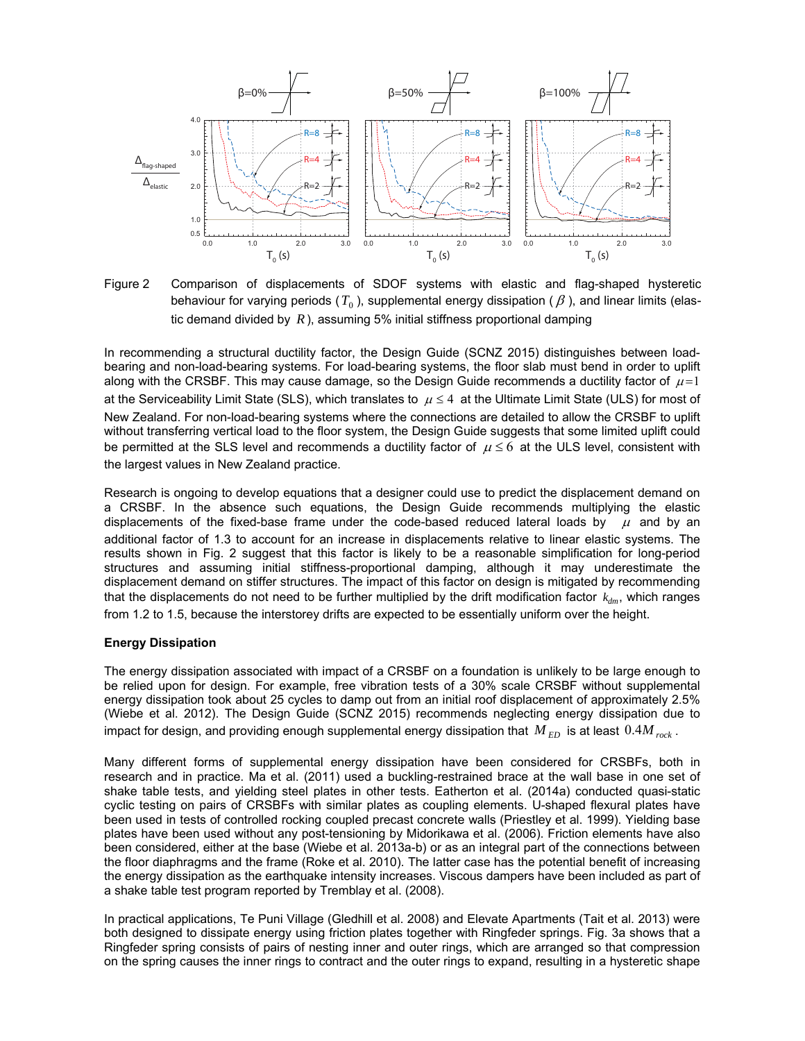Figure 2 Comparison of displacements of SDOF systems with elastic and flag-shaped hysteretic behaviour for varying periods ($T_0$), supplemental energy dissipation ($\beta$), and linear limits (elastic demand divided by $R$), assuming 5% initial stiffness proportional damping

In recommending a structural ductility factor, the Design Guide (SCNZ 2015) distinguishes between load-bearing and non-load-bearing systems. For load-bearing systems, the floor slab must bend in order to uplift along with the CRSBF. This may cause damage, so the Design Guide recommends a ductility factor of $\mu = 1$ at the Serviceability Limit State (SLS), which translates to $\mu \leq 4$ at the Ultimate Limit State (ULS) for most of New Zealand. For non-load-bearing systems where the connections are detailed to allow the CRSBF to uplift without transferring vertical load to the floor system, the Design Guide suggests that some limited uplift could be permitted at the SLS level and recommends a ductility factor of $\mu \leq 6$ at the ULS level, consistent with the largest values in New Zealand practice.

Research is ongoing to develop equations that a designer could use to predict the displacement demand on a CRSBF. In the absence such equations, the Design Guide recommends multiplying the elastic displacements of the fixed-base frame under the code-based reduced lateral loads by $\mu$ and by an additional factor of 1.3 to account for an increase in displacements relative to linear elastic systems. The results shown in Fig. 2 suggest that this factor is likely to be a reasonable simplification for long-period structures and assuming initial stiffness-proportional damping, although it may underestimate the displacement demand on stiffer structures. The impact of this factor on design is mitigated by recommending that the displacements do not need to be further multiplied by the drift modification factor $k_{dm}$, which ranges from 1.2 to 1.5, because the interstorey drifts are expected to be essentially uniform over the height.

**Energy Dissipation**

The energy dissipation associated with impact of a CRSBF on a foundation is unlikely to be large enough to be relied upon for design. For example, free vibration tests of a 30% scale CRSBF without supplemental energy dissipation took about 25 cycles to damp out from an initial roof displacement of approximately 2.5% (Wiebe et al. 2012). The Design Guide (SCNZ 2015) recommends neglecting energy dissipation due to impact for design, and providing enough supplemental energy dissipation that $M_{ED}$ is at least $0.4M_{rock}$.

Many different forms of supplemental energy dissipation have been considered for CRSBFs, both in research and in practice. Ma et al. (2011) used a buckling-restrained brace at the wall base in one set of shake table tests, and yielding steel plates in other tests. Eatherton et al. (2014a) conducted quasi-static cyclic testing on pairs of CRSBFs with similar plates as coupling elements. U-shaped flexural plates have been used in tests of controlled rocking coupled precast concrete walls (Priestley et al. 1999). Yielding base plates have been used without any post-tensioning by Midorikawa et al. (2006). Friction elements have also been considered, either at the base (Wiebe et al. 2013a-b) or as an integral part of the connections between the floor diaphragms and the frame (Roke et al. 2010). The latter case has the potential benefit of increasing the energy dissipation as the earthquake intensity increases. Viscous dampers have been included as part of a shake table test program reported by Tremblay et al. (2008).

In practical applications, Te Puni Village (Gledhill et al. 2008) and Elevate Apartments (Tait et al. 2013) were both designed to dissipate energy using friction plates together with Ringfeder springs. Fig. 3a shows that a Ringfeder spring consists of pairs of nesting inner and outer rings, which are arranged so that compression on the spring causes the inner rings to contract and the outer rings to expand, resulting in a hysteretic shape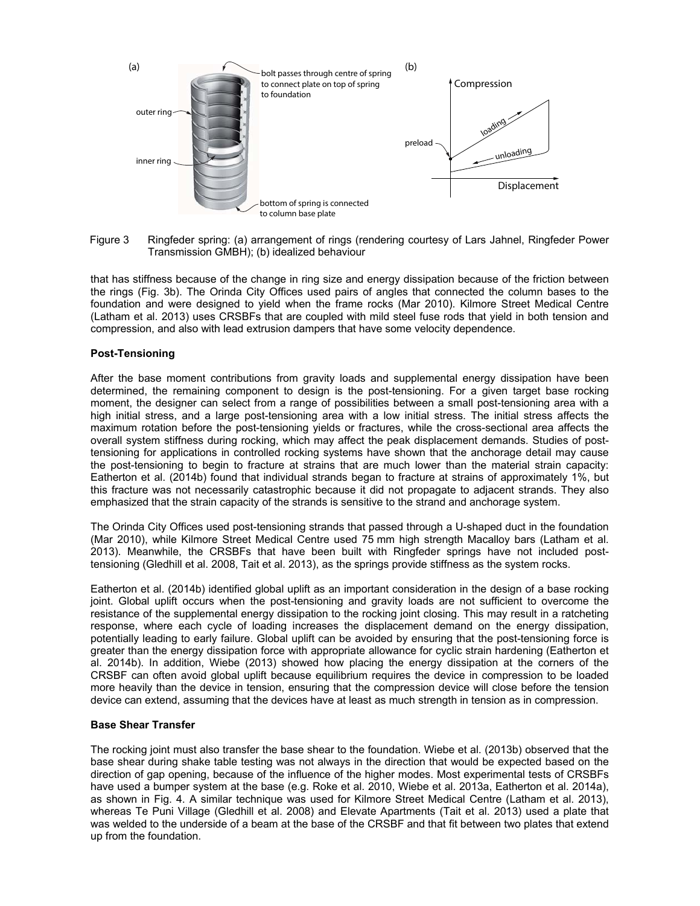Figure 3 Ringfeder spring: (a) arrangement of rings (rendering courtesy of Lars Jahnel, Ringfeder Power Transmission GMBH); (b) idealized behaviour

that has stiffness because of the change in ring size and energy dissipation because of the friction between the rings (Fig. 3b). The Orinda City Offices used pairs of angles that connected the column bases to the foundation and were designed to yield when the frame rocks (Mar 2010). Kilmore Street Medical Centre (Latham et al. 2013) uses CRSBFs that are coupled with mild steel fuse rods that yield in both tension and compression, and also with lead extrusion dampers that have some velocity dependence.

**Post-Tensioning**

After the base moment contributions from gravity loads and supplemental energy dissipation have been determined, the remaining component to design is the post-tensioning. For a given target base rocking moment, the designer can select from a range of possibilities between a small post-tensioning area with a high initial stress, and a large post-tensioning area with a low initial stress. The initial stress affects the maximum rotation before the post-tensioning yields or fractures, while the cross-sectional area affects the overall system stiffness during rocking, which may affect the peak displacement demands. Studies of post-tensioning for applications in controlled rocking systems have shown that the anchorage detail may cause the post-tensioning to begin to fracture at strains that are much lower than the material strain capacity: Eatherton et al. (2014b) found that individual strands began to fracture at strains of approximately 1%, but this fracture was not necessarily catastrophic because it did not propagate to adjacent strands. They also emphasized that the strain capacity of the strands is sensitive to the strand and anchorage system.

The Orinda City Offices used post-tensioning strands that passed through a U-shaped duct in the foundation (Mar 2010), while Kilmore Street Medical Centre used 75 mm high strength Macalloy bars (Latham et al. 2013). Meanwhile, the CRSBFs that have been built with Ringfeder springs have not included post-tensioning (Gledhill et al. 2008, Tait et al. 2013), as the springs provide stiffness as the system rocks.

Eatherton et al. (2014b) identified global uplift as an important consideration in the design of a base rocking joint. Global uplift occurs when the post-tensioning and gravity loads are not sufficient to overcome the resistance of the supplemental energy dissipation to the rocking joint closing. This may result in a ratcheting response, where each cycle of loading increases the displacement demand on the energy dissipation, potentially leading to early failure. Global uplift can be avoided by ensuring that the post-tensioning force is greater than the energy dissipation force with appropriate allowance for cyclic strain hardening (Eatherton et al. 2014b). In addition, Wiebe (2013) showed how placing the energy dissipation at the corners of the CRSBF can often avoid global uplift because equilibrium requires the device in compression to be loaded more heavily than the device in tension, ensuring that the compression device will close before the tension device can extend, assuming that the devices have at least as much strength in tension as in compression.

**Base Shear Transfer**

The rocking joint must also transfer the base shear to the foundation. Wiebe et al. (2013b) observed that the base shear during shake table testing was not always in the direction that would be expected based on the direction of gap opening, because of the influence of the higher modes. Most experimental tests of CRSBFs have used a bumper system at the base (e.g. Roke et al. 2010, Wiebe et al. 2013a, Eatherton et al. 2014a), as shown in Fig. 4. A similar technique was used for Kilmore Street Medical Centre (Latham et al. 2013), whereas Te Puni Village (Gledhill et al. 2008) and Elevate Apartments (Tait et al. 2013) used a plate that was welded to the underside of a beam at the base of the CRSBF and that fit between two plates that extend up from the foundation.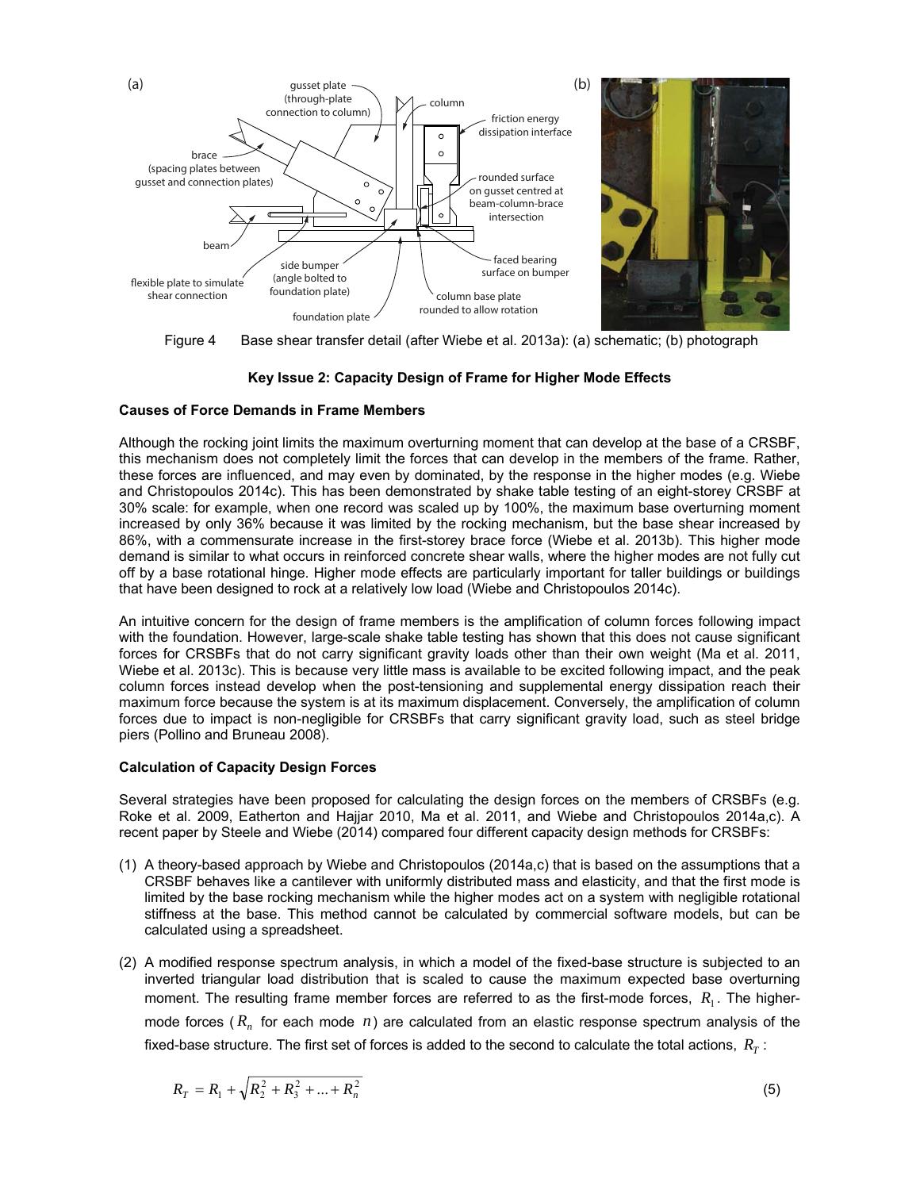Figure 4 Base shear transfer detail (after Wiebe et al. 2013a): (a) schematic; (b) photograph

**Key Issue 2: Capacity Design of Frame for Higher Mode Effects**

**Causes of Force Demands in Frame Members**

Although the rocking joint limits the maximum overturning moment that can develop at the base of a CRSBF, this mechanism does not completely limit the forces that can develop in the members of the frame. Rather, these forces are influenced, and may even by dominated, by the response in the higher modes (e.g. Wiebe and Christopoulos 2014c). This has been demonstrated by shake table testing of an eight-storey CRSBF at 30% scale: for example, when one record was scaled up by 100%, the maximum base overturning moment increased by only 36% because it was limited by the rocking mechanism, but the base shear increased by 86%, with a commensurate increase in the first-storey brace force (Wiebe et al. 2013b). This higher mode demand is similar to what occurs in reinforced concrete shear walls, where the higher modes are not fully cut off by a base rotational hinge. Higher mode effects are particularly important for taller buildings or buildings that have been designed to rock at a relatively low load (Wiebe and Christopoulos 2014c).

An intuitive concern for the design of frame members is the amplification of column forces following impact with the foundation. However, large-scale shake table testing has shown that this does not cause significant forces for CRSBFs that do not carry significant gravity loads other than their own weight (Ma et al. 2011, Wiebe et al. 2013c). This is because very little mass is available to be excited following impact, and the peak column forces instead develop when the post-tensioning and supplemental energy dissipation reach their maximum force because the system is at its maximum displacement. Conversely, the amplification of column forces due to impact is non-negligible for CRSBFs that carry significant gravity load, such as steel bridge piers (Pollino and Bruneau 2008).

**Calculation of Capacity Design Forces**

Several strategies have been proposed for calculating the design forces on the members of CRSBFs (e.g. Roke et al. 2009, Eatherton and Hajjar 2010, Ma et al. 2011, and Wiebe and Christopoulos 2014a,c). A recent paper by Steele and Wiebe (2014) compared four different capacity design methods for CRSBFs:

(1) A theory-based approach by Wiebe and Christopoulos (2014a,c) that is based on the assumptions that a CRSBF behaves like a cantilever with uniformly distributed mass and elasticity, and that the first mode is limited by the base rocking mechanism while the higher modes act on a system with negligible rotational stiffness at the base. This method cannot be calculated by commercial software models, but can be calculated using a spreadsheet.

(2) A modified response spectrum analysis, in which a model of the fixed-base structure is subjected to an inverted triangular load distribution that is scaled to cause the maximum expected base overturning moment. The resulting frame member forces are referred to as the first-mode forces, $R_1$. The higher-mode forces ($R_n$ for each mode $n$) are calculated from an elastic response spectrum analysis of the fixed-base structure. The first set of forces is added to the second to calculate the total actions, $R_T$:

$$R_T = R_1 + \sqrt{R_2^2 + R_3^2 + ... + R_n^2} \tag{5}$$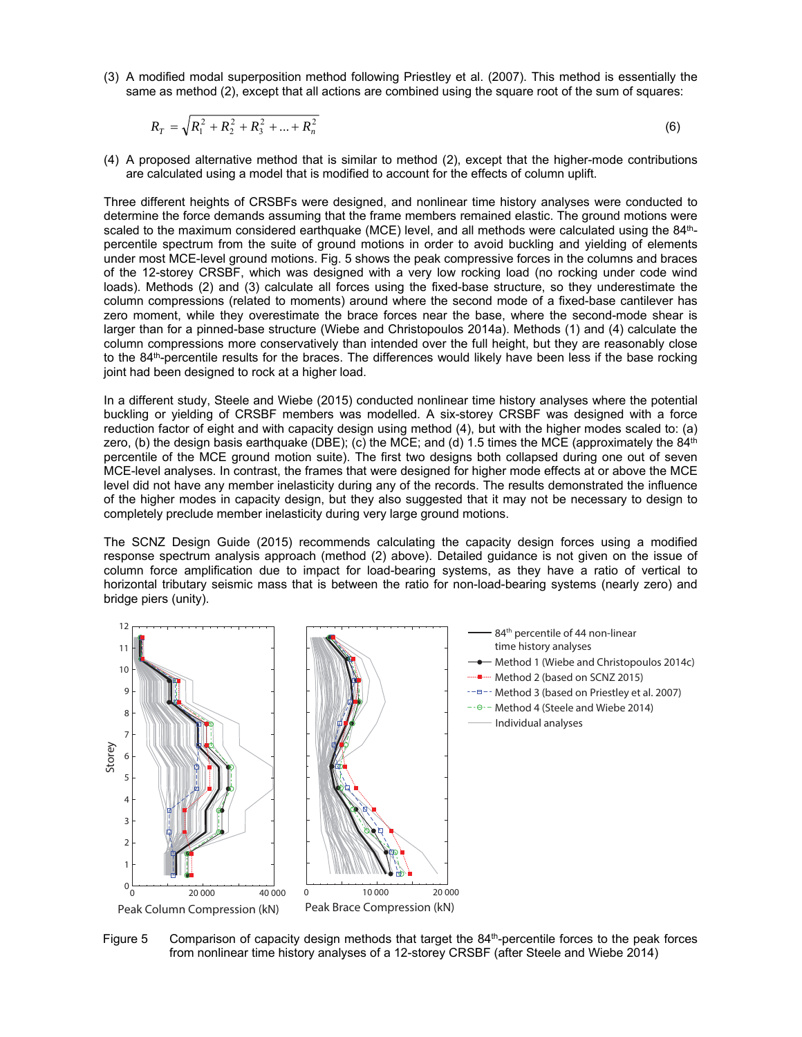(3) A modified modal superposition method following Priestley et al. (2007). This method is essentially the same as method (2), except that all actions are combined using the square root of the sum of squares:

$$R_T = \sqrt{R_1^2 + R_2^2 + R_3^2 + ... + R_n^2} \tag{6}$$

(4) A proposed alternative method that is similar to method (2), except that the higher-mode contributions are calculated using a model that is modified to account for the effects of column uplift.

Three different heights of CRSBFs were designed, and nonlinear time history analyses were conducted to determine the force demands assuming that the frame members remained elastic. The ground motions were scaled to the maximum considered earthquake (MCE) level, and all methods were calculated using the 84th-percentile spectrum from the suite of ground motions in order to avoid buckling and yielding of elements under most MCE-level ground motions. Fig. 5 shows the peak compressive forces in the columns and braces of the 12-storey CRSBF, which was designed with a very low rocking load (no rocking under code wind loads). Methods (2) and (3) calculate all forces using the fixed-base structure, so they underestimate the column compressions (related to moments) around where the second mode of a fixed-base cantilever has zero moment, while they overestimate the brace forces near the base, where the second-mode shear is larger than for a pinned-base structure (Wiebe and Christopoulos 2014a). Methods (1) and (4) calculate the column compressions more conservatively than intended over the full height, but they are reasonably close to the 84th-percentile results for the braces. The differences would likely have been less if the base rocking joint had been designed to rock at a higher load.

In a different study, Steele and Wiebe (2015) conducted nonlinear time history analyses where the potential buckling or yielding of CRSBF members was modelled. A six-storey CRSBF was designed with a force reduction factor of eight and with capacity design using method (4), but with the higher modes scaled to: (a) zero, (b) the design basis earthquake (DBE); (c) the MCE; and (d) 1.5 times the MCE (approximately the 84th percentile of the MCE ground motion suite). The first two designs both collapsed during one out of seven MCE-level analyses. In contrast, the frames that were designed for higher mode effects at or above the MCE level did not have any member inelasticity during any of the records. The results demonstrated the influence of the higher modes in capacity design, but they also suggested that it may not be necessary to design to completely preclude member inelasticity during very large ground motions.

The SCNZ Design Guide (2015) recommends calculating the capacity design forces using a modified response spectrum analysis approach (method (2) above). Detailed guidance is not given on the issue of column force amplification due to impact for load-bearing systems, as they have a ratio of vertical to horizontal tributary seismic mass that is between the ratio for non-load-bearing systems (nearly zero) and bridge piers (unity).

Figure 5 Comparison of capacity design methods that target the 84th-percentile forces to the peak forces from nonlinear time history analyses of a 12-storey CRSBF (after Steele and Wiebe 2014)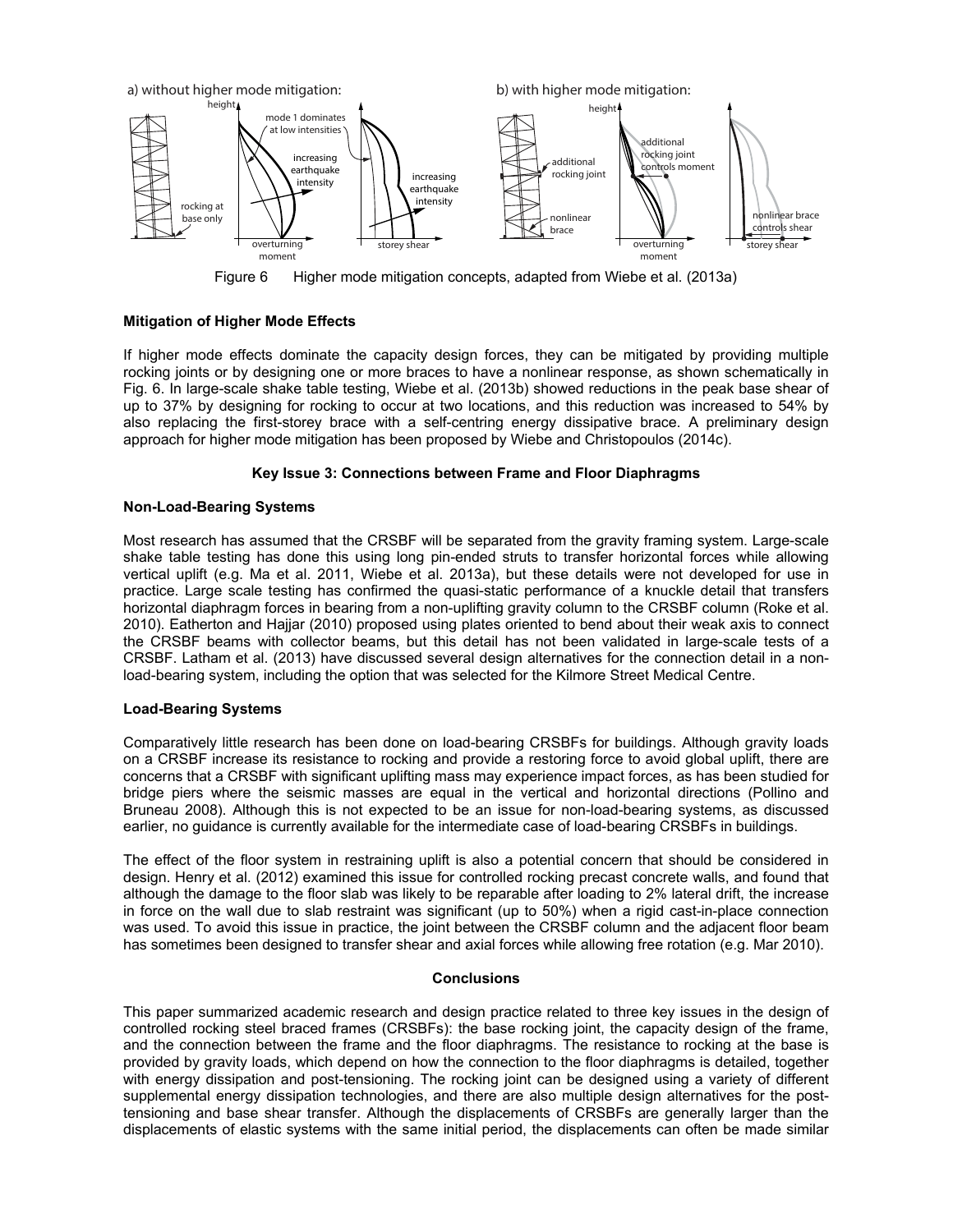Figure 6 Higher mode mitigation concepts, adapted from Wiebe et al. (2013a)

**Mitigation of Higher Mode Effects**

If higher mode effects dominate the capacity design forces, they can be mitigated by providing multiple rocking joints or by designing one or more braces to have a nonlinear response, as shown schematically in Fig. 6. In large-scale shake table testing, Wiebe et al. (2013b) showed reductions in the peak base shear of up to 37% by designing for rocking to occur at two locations, and this reduction was increased to 54% by also replacing the first-storey brace with a self-centring energy dissipative brace. A preliminary design approach for higher mode mitigation has been proposed by Wiebe and Christopoulos (2014c).

**Key Issue 3: Connections between Frame and Floor Diaphragms**

**Non-Load-Bearing Systems**

Most research has assumed that the CRSBF will be separated from the gravity framing system. Large-scale shake table testing has done this using long pin-ended struts to transfer horizontal forces while allowing vertical uplift (e.g. Ma et al. 2011, Wiebe et al. 2013a), but these details were not developed for use in practice. Large scale testing has confirmed the quasi-static performance of a knuckle detail that transfers horizontal diaphragm forces in bearing from a non-uplifting gravity column to the CRSBF column (Roke et al. 2010). Eatherton and Hajjar (2010) proposed using plates oriented to bend about their weak axis to connect the CRSBF beams with collector beams, but this detail has not been validated in large-scale tests of a CRSBF. Latham et al. (2013) have discussed several design alternatives for the connection detail in a non-load-bearing system, including the option that was selected for the Kilmore Street Medical Centre.

**Load-Bearing Systems**

Comparatively little research has been done on load-bearing CRSBFs for buildings. Although gravity loads on a CRSBF increase its resistance to rocking and provide a restoring force to avoid global uplift, there are concerns that a CRSBF with significant uplifting mass may experience impact forces, as has been studied for bridge piers where the seismic masses are equal in the vertical and horizontal directions (Pollino and Bruneau 2008). Although this is not expected to be an issue for non-load-bearing systems, as discussed earlier, no guidance is currently available for the intermediate case of load-bearing CRSBFs in buildings.

The effect of the floor system in restraining uplift is also a potential concern that should be considered in design. Henry et al. (2012) examined this issue for controlled rocking precast concrete walls, and found that although the damage to the floor slab was likely to be reparable after loading to 2% lateral drift, the increase in force on the wall due to slab restraint was significant (up to 50%) when a rigid cast-in-place connection was used. To avoid this issue in practice, the joint between the CRSBF column and the adjacent floor beam has sometimes been designed to transfer shear and axial forces while allowing free rotation (e.g. Mar 2010).

**Conclusions**

This paper summarized academic research and design practice related to three key issues in the design of controlled rocking steel braced frames (CRSBFs): the base rocking joint, the capacity design of the frame, and the connection between the frame and the floor diaphragms. The resistance to rocking at the base is provided by gravity loads, which depend on how the connection to the floor diaphragms is detailed, together with energy dissipation and post-tensioning. The rocking joint can be designed using a variety of different supplemental energy dissipation technologies, and there are also multiple design alternatives for the post-tensioning and base shear transfer. Although the displacements of CRSBFs are generally larger than the displacements of elastic systems with the same initial period, the displacements can often be made similar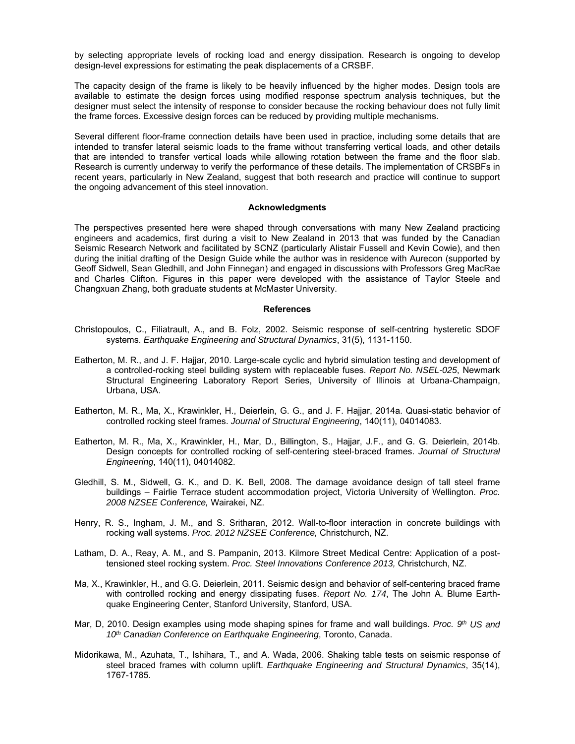by selecting appropriate levels of rocking load and energy dissipation. Research is ongoing to develop design-level expressions for estimating the peak displacements of a CRSBF.

The capacity design of the frame is likely to be heavily influenced by the higher modes. Design tools are available to estimate the design forces using modified response spectrum analysis techniques, but the designer must select the intensity of response to consider because the rocking behaviour does not fully limit the frame forces. Excessive design forces can be reduced by providing multiple mechanisms.

Several different floor-frame connection details have been used in practice, including some details that are intended to transfer lateral seismic loads to the frame without transferring vertical loads, and other details that are intended to transfer vertical loads while allowing rotation between the frame and the floor slab. Research is currently underway to verify the performance of these details. The implementation of CRSBFs in recent years, particularly in New Zealand, suggest that both research and practice will continue to support the ongoing advancement of this steel innovation.

## Acknowledgments

The perspectives presented here were shaped through conversations with many New Zealand practicing engineers and academics, first during a visit to New Zealand in 2013 that was funded by the Canadian Seismic Research Network and facilitated by SCNZ (particularly Alistair Fussell and Kevin Cowie), and then during the initial drafting of the Design Guide while the author was in residence with Aurecon (supported by Geoff Sidwell, Sean Gledhill, and John Finnegan) and engaged in discussions with Professors Greg MacRae and Charles Clifton. Figures in this paper were developed with the assistance of Taylor Steele and Changxuan Zhang, both graduate students at McMaster University.

## References

Christopoulos, C., Filiatrault, A., and B. Folz, 2002. Seismic response of self-centring hysteretic SDOF systems. *Earthquake Engineering and Structural Dynamics*, 31(5), 1131-1150.

Eatherton, M. R., and J. F. Hajjar, 2010. Large-scale cyclic and hybrid simulation testing and development of a controlled-rocking steel building system with replaceable fuses. *Report No. NSEL-025*, Newmark Structural Engineering Laboratory Report Series, University of Illinois at Urbana-Champaign, Urbana, USA.

Eatherton, M. R., Ma, X., Krawinkler, H., Deierlein, G. G., and J. F. Hajjar, 2014a. Quasi-static behavior of controlled rocking steel frames. *Journal of Structural Engineering*, 140(11), 04014083.

Eatherton, M. R., Ma, X., Krawinkler, H., Mar, D., Billington, S., Hajjar, J.F., and G. G. Deierlein, 2014b. Design concepts for controlled rocking of self-centering steel-braced frames. *Journal of Structural Engineering*, 140(11), 04014082.

Gledhill, S. M., Sidwell, G. K., and D. K. Bell, 2008. The damage avoidance design of tall steel frame buildings – Fairlie Terrace student accommodation project, Victoria University of Wellington. *Proc. 2008 NZSEE Conference,* Wairakei, NZ.

Henry, R. S., Ingham, J. M., and S. Sritharan, 2012. Wall-to-floor interaction in concrete buildings with rocking wall systems. *Proc. 2012 NZSEE Conference,* Christchurch, NZ.

Latham, D. A., Reay, A. M., and S. Pampanin, 2013. Kilmore Street Medical Centre: Application of a post-tensioned steel rocking system. *Proc. Steel Innovations Conference 2013,* Christchurch, NZ.

Ma, X., Krawinkler, H., and G.G. Deierlein, 2011. Seismic design and behavior of self-centering braced frame with controlled rocking and energy dissipating fuses. *Report No. 174*, The John A. Blume Earthquake Engineering Center, Stanford University, Stanford, USA.

Mar, D, 2010. Design examples using mode shaping spines for frame and wall buildings. *Proc. 9th US and 10th Canadian Conference on Earthquake Engineering*, Toronto, Canada.

Midorikawa, M., Azuhata, T., Ishihara, T., and A. Wada, 2006. Shaking table tests on seismic response of steel braced frames with column uplift. *Earthquake Engineering and Structural Dynamics*, 35(14), 1767-1785.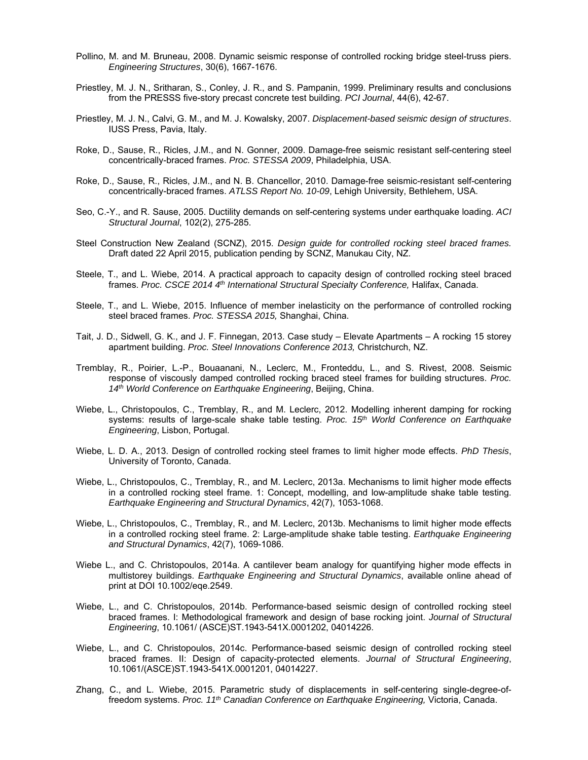Pollino, M. and M. Bruneau, 2008. Dynamic seismic response of controlled rocking bridge steel-truss piers. *Engineering Structures*, 30(6), 1667-1676.

Priestley, M. J. N., Sritharan, S., Conley, J. R., and S. Pampanin, 1999. Preliminary results and conclusions from the PRESSS five-story precast concrete test building. *PCI Journal*, 44(6), 42-67.

Priestley, M. J. N., Calvi, G. M., and M. J. Kowalsky, 2007. *Displacement-based seismic design of structures*. IUSS Press, Pavia, Italy.

Roke, D., Sause, R., Ricles, J.M., and N. Gonner, 2009. Damage-free seismic resistant self-centering steel concentrically-braced frames. *Proc. STESSA 2009*, Philadelphia, USA.

Roke, D., Sause, R., Ricles, J.M., and N. B. Chancellor, 2010. Damage-free seismic-resistant self-centering concentrically-braced frames. *ATLSS Report No. 10-09*, Lehigh University, Bethlehem, USA.

Seo, C.-Y., and R. Sause, 2005. Ductility demands on self-centering systems under earthquake loading. *ACI Structural Journal*, 102(2), 275-285.

Steel Construction New Zealand (SCNZ), 2015. *Design guide for controlled rocking steel braced frames.* Draft dated 22 April 2015, publication pending by SCNZ, Manukau City, NZ.

Steele, T., and L. Wiebe, 2014. A practical approach to capacity design of controlled rocking steel braced frames. *Proc. CSCE 2014 4th International Structural Specialty Conference,* Halifax, Canada.

Steele, T., and L. Wiebe, 2015. Influence of member inelasticity on the performance of controlled rocking steel braced frames. *Proc. STESSA 2015,* Shanghai, China.

Tait, J. D., Sidwell, G. K., and J. F. Finnegan, 2013. Case study – Elevate Apartments – A rocking 15 storey apartment building. *Proc. Steel Innovations Conference 2013,* Christchurch, NZ.

Tremblay, R., Poirier, L.-P., Bouaanani, N., Leclerc, M., Fronteddu, L., and S. Rivest, 2008. Seismic response of viscously damped controlled rocking braced steel frames for building structures. *Proc. 14th World Conference on Earthquake Engineering*, Beijing, China.

Wiebe, L., Christopoulos, C., Tremblay, R., and M. Leclerc, 2012. Modelling inherent damping for rocking systems: results of large-scale shake table testing. *Proc. 15th World Conference on Earthquake Engineering*, Lisbon, Portugal.

Wiebe, L. D. A., 2013. Design of controlled rocking steel frames to limit higher mode effects. *PhD Thesis*, University of Toronto, Canada.

Wiebe, L., Christopoulos, C., Tremblay, R., and M. Leclerc, 2013a. Mechanisms to limit higher mode effects in a controlled rocking steel frame. 1: Concept, modelling, and low-amplitude shake table testing. *Earthquake Engineering and Structural Dynamics*, 42(7), 1053-1068.

Wiebe, L., Christopoulos, C., Tremblay, R., and M. Leclerc, 2013b. Mechanisms to limit higher mode effects in a controlled rocking steel frame. 2: Large-amplitude shake table testing. *Earthquake Engineering and Structural Dynamics*, 42(7), 1069-1086.

Wiebe L., and C. Christopoulos, 2014a. A cantilever beam analogy for quantifying higher mode effects in multistorey buildings. *Earthquake Engineering and Structural Dynamics*, available online ahead of print at DOI 10.1002/eqe.2549.

Wiebe, L., and C. Christopoulos, 2014b. Performance-based seismic design of controlled rocking steel braced frames. I: Methodological framework and design of base rocking joint. *Journal of Structural Engineering*, 10.1061/ (ASCE)ST.1943-541X.0001202, 04014226.

Wiebe, L., and C. Christopoulos, 2014c. Performance-based seismic design of controlled rocking steel braced frames. II: Design of capacity-protected elements. *Journal of Structural Engineering*, 10.1061/(ASCE)ST.1943-541X.0001201, 04014227.

Zhang, C., and L. Wiebe, 2015. Parametric study of displacements in self-centering single-degree-of-freedom systems. *Proc. 11th Canadian Conference on Earthquake Engineering,* Victoria, Canada.